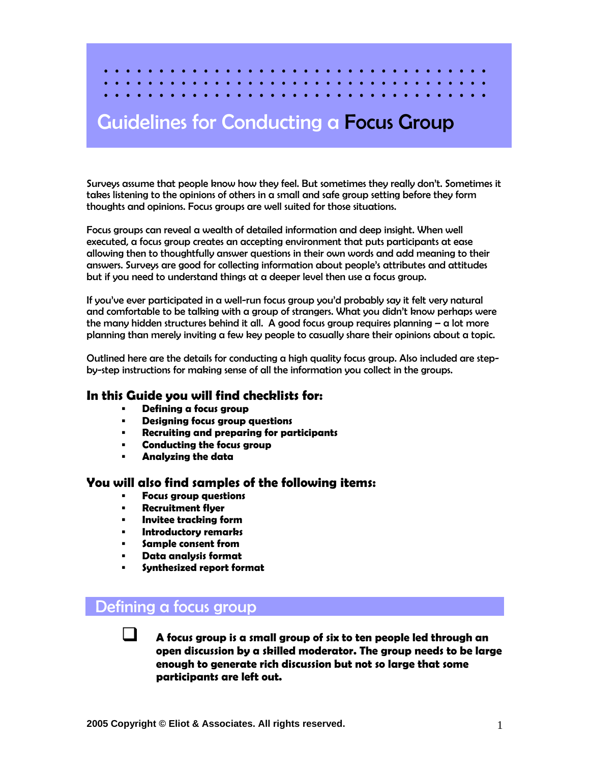# Guidelines for Conducting a Focus Group

Surveys assume that people know how they feel. But sometimes they really don't. Sometimes it takes listening to the opinions of others in a small and safe group setting before they form thoughts and opinions. Focus groups are well suited for those situations.

Focus groups can reveal a wealth of detailed information and deep insight. When well executed, a focus group creates an accepting environment that puts participants at ease allowing then to thoughtfully answer questions in their own words and add meaning to their answers. Surveys are good for collecting information about people's attributes and attitudes but if you need to understand things at a deeper level then use a focus group.

If you've ever participated in a well-run focus group you'd probably say it felt very natural and comfortable to be talking with a group of strangers. What you didn't know perhaps were the many hidden structures behind it all. A good focus group requires planning – a lot more planning than merely inviting a few key people to casually share their opinions about a topic.

Outlined here are the details for conducting a high quality focus group. Also included are step-by-step instructions for making sense of all the information you collect in the groups.

### In this Guide you will find checklists for:

- **Defining a focus group**
- **Designing focus group questions**
- **Recruiting and preparing for participants**
- **Conducting the focus group**
- **Analyzing the data**

### You will also find samples of the following items:

- **Focus group questions**
- **Recruitment flyer**
- **Invitee tracking form**
- **Introductory remarks**
- **Sample consent from**
- **Data analysis format**
- **Synthesized report format**

## Defining a focus group

- [ ] **A focus group is a small group of six to ten people led through an open discussion by a skilled moderator. The group needs to be large enough to generate rich discussion but not so large that some participants are left out.**

2005 Copyright © Eliot & Associates. All rights reserved.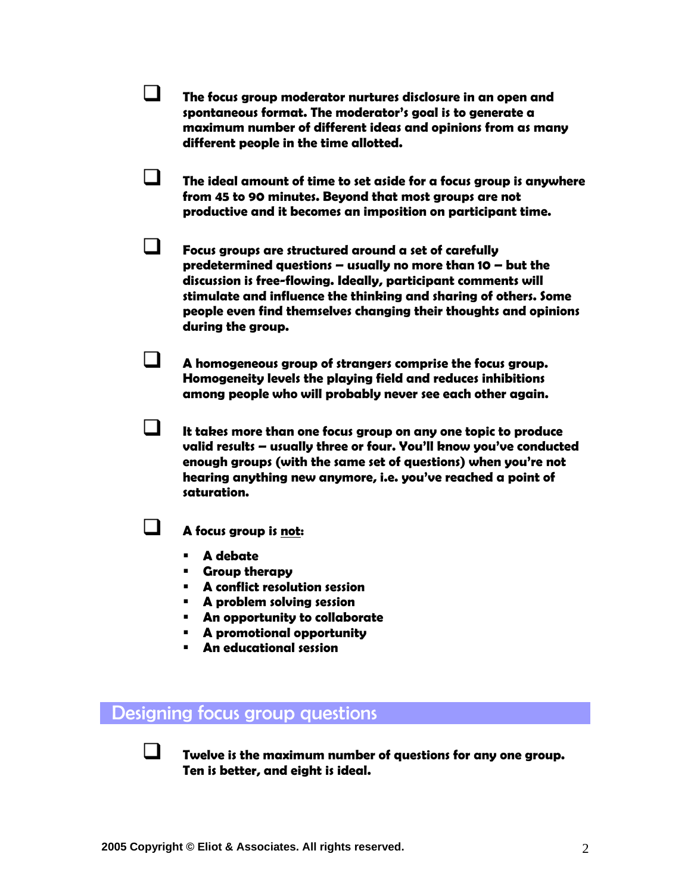- [ ] **The focus group moderator nurtures disclosure in an open and spontaneous format. The moderator's goal is to generate a maximum number of different ideas and opinions from as many different people in the time allotted.**

- [ ] **The ideal amount of time to set aside for a focus group is anywhere from 45 to 90 minutes. Beyond that most groups are not productive and it becomes an imposition on participant time.**

- [ ] **Focus groups are structured around a set of carefully predetermined questions – usually no more than 10 – but the discussion is free-flowing. Ideally, participant comments will stimulate and influence the thinking and sharing of others. Some people even find themselves changing their thoughts and opinions during the group.**

- [ ] **A homogeneous group of strangers comprise the focus group. Homogeneity levels the playing field and reduces inhibitions among people who will probably never see each other again.**

- [ ] **It takes more than one focus group on any one topic to produce valid results – usually three or four. You'll know you've conducted enough groups (with the same set of questions) when you're not hearing anything new anymore, i.e. you've reached a point of saturation.**

- [ ] **A focus group is <u>not</u>:**
  - **A debate**
  - **Group therapy**
  - **A conflict resolution session**
  - **A problem solving session**
  - **An opportunity to collaborate**
  - **A promotional opportunity**
  - **An educational session**

## Designing focus group questions

- [ ] **Twelve is the maximum number of questions for any one group. Ten is better, and eight is ideal.**

2005 Copyright © Eliot & Associates. All rights reserved.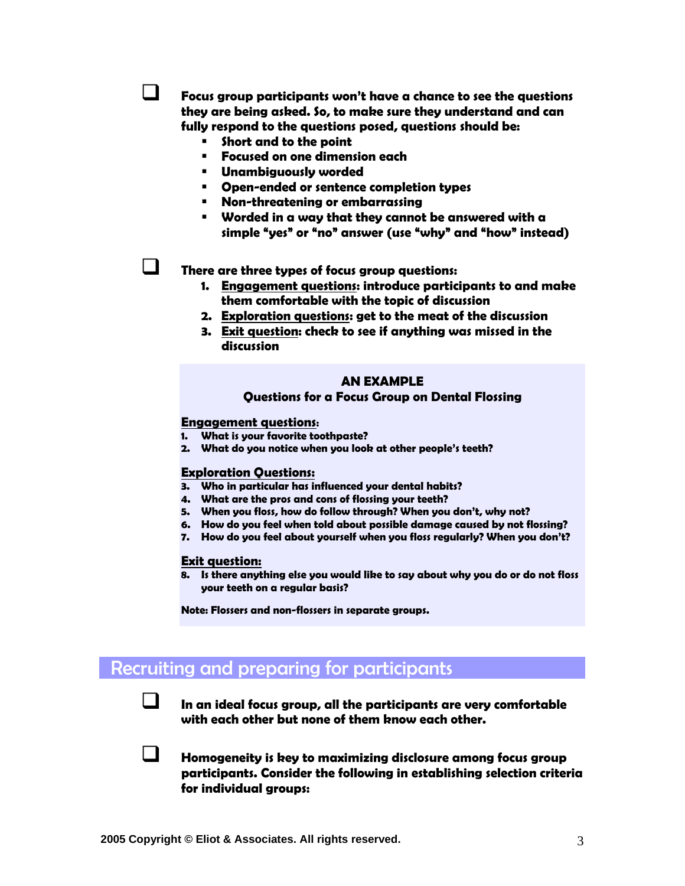- [ ] **Focus group participants won't have a chance to see the questions they are being asked. So, to make sure they understand and can fully respond to the questions posed, questions should be:**
  - **Short and to the point**
  - **Focused on one dimension each**
  - **Unambiguously worded**
  - **Open-ended or sentence completion types**
  - **Non-threatening or embarrassing**
  - **Worded in a way that they cannot be answered with a simple "yes" or "no" answer (use "why" and "how" instead)**

- [ ] **There are three types of focus group questions:**
  1. **Engagement questions: introduce participants to and make them comfortable with the topic of discussion**
  2. **Exploration questions: get to the meat of the discussion**
  3. **Exit question: check to see if anything was missed in the discussion**

> **AN EXAMPLE**
>
> **Questions for a Focus Group on Dental Flossing**
>
> **Engagement questions:**
> 1. **What is your favorite toothpaste?**
> 2. **What do you notice when you look at other people's teeth?**
>
> **Exploration Questions:**
>
> 3. **Who in particular has influenced your dental habits?**
> 4. **What are the pros and cons of flossing your teeth?**
> 5. **When you floss, how do follow through? When you don't, why not?**
> 6. **How do you feel when told about possible damage caused by not flossing?**
> 7. **How do you feel about yourself when you floss regularly? When you don't?**
>
> **Exit question:**
>
> 8. **Is there anything else you would like to say about why you do or do not floss your teeth on a regular basis?**
>
> **Note: Flossers and non-flossers in separate groups.**

## Recruiting and preparing for participants

- [ ] **In an ideal focus group, all the participants are very comfortable with each other but none of them know each other.**

- [ ] **Homogeneity is key to maximizing disclosure among focus group participants. Consider the following in establishing selection criteria for individual groups:**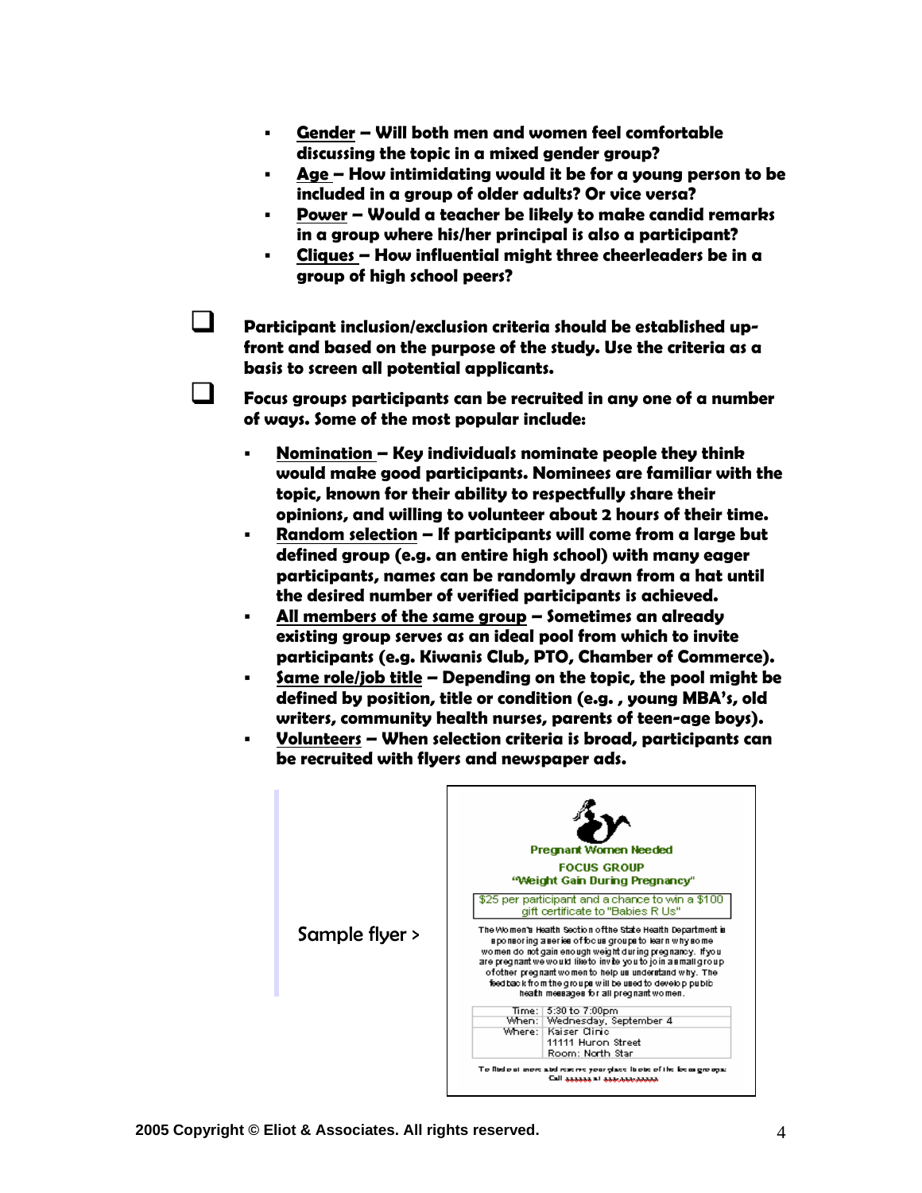- **Gender – Will both men and women feel comfortable discussing the topic in a mixed gender group?**
- **Age – How intimidating would it be for a young person to be included in a group of older adults? Or vice versa?**
- **Power – Will a teacher be likely to make candid remarks in a group where his/her principal is also a participant?**
- **Cliques – How influential might three cheerleaders be in a group of high school peers?**

☐ **Participant inclusion/exclusion criteria should be established up-front and based on the purpose of the study. Use the criteria as a basis to screen all potential applicants.**

☐ **Focus groups participants can be recruited in any one of a number of ways. Some of the most popular include:**

- **Nomination – Key individuals nominate people they think would make good participants. Nominees are familiar with the topic, known for their ability to respectfully share their opinions, and willing to volunteer about 2 hours of their time.**
- **Random selection – If participants will come from a large but defined group (e.g. an entire high school) with many eager participants, names can be randomly drawn from a hat until the desired number of verified participants is achieved.**
- **All members of the same group – Sometimes an already existing group serves as an ideal pool from which to invite participants (e.g. Kiwanis Club, PTO, Chamber of Commerce).**
- **Same role/job title – Depending on the topic, the pool might be defined by position, title or condition (e.g. , young MBA's, old writers, community health nurses, parents of teen-age boys).**
- **Volunteers – When selection criteria is broad, participants can be recruited with flyers and newspaper ads.**

Sample flyer >

**Pregnant Women Needed**

**FOCUS GROUP**
**"Weight Gain During Pregnancy"**

$25 per participant and a chance to win a $100 gift certificate to "Babies R Us"

The Women's Health Section of the State Health Department is sponsoring a series of focus groups to learn why some women do not gain enough weight during pregnancy. If you are pregnant we would like to invite you to join a small group of other pregnant women to help us understand why. The feedback from the groups will be used to develop public health messages for all pregnant women.

| | |
|---|---|
| Time: | 5:30 to 7:00pm |
| When: | Wednesday, September 4 |
| Where: | Kaiser Clinic<br>11111 Huron Street<br>Room: North Star |

To find out more and reserve your place in one of the focus groups:
Call xxxxxx at xxx-xxx-xxxxx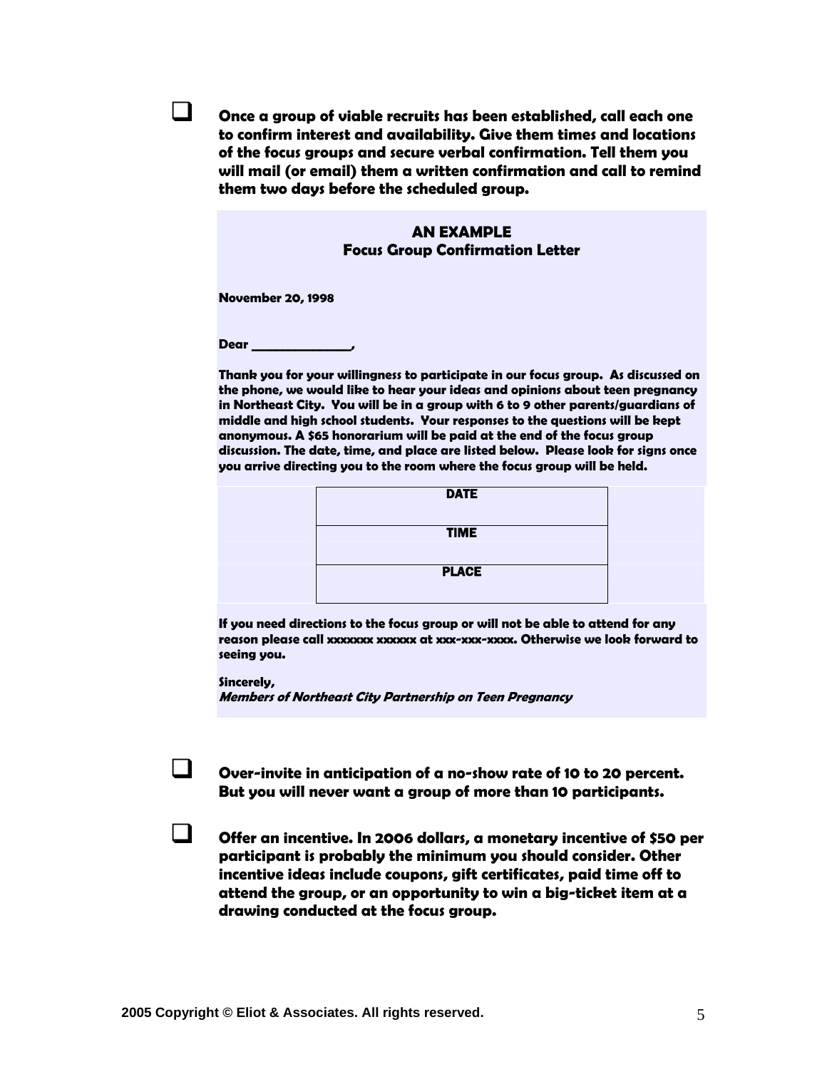- [ ] **Once a group of viable recruits has been established, call each one to confirm interest and availability. Give them times and locations of the focus groups and secure verbal confirmation. Tell them you will mail (or email) them a written confirmation and call to remind them two days before the scheduled group.**

### AN EXAMPLE
### Focus Group Confirmation Letter

**November 20, 1998**

**Dear _______________,**

**Thank you for your willingness to participate in our focus group. As discussed on the phone, we would like to hear your ideas and opinions about teen pregnancy in Northeast City. You will be in a group with 6 to 9 other parents/guardians of middle and high school students. Your responses to the questions will be kept anonymous. A $65 honorarium will be paid at the end of the focus group discussion. The date, time, and place are listed below. Please look for signs once you arrive directing you to the room where the focus group will be held.**

| **DATE** |
|---|
| **TIME** |
| **PLACE** |

**If you need directions to the focus group or will not be able to attend for any reason please call xxxxxxx xxxxxx at xxx-xxx-xxxx. Otherwise we look forward to seeing you.**

**Sincerely,**
***Members of Northeast City Partnership on Teen Pregnancy***

- [ ] **Over-invite in anticipation of a no-show rate of 10 to 20 percent. But you will never want a group of more than 10 participants.**

- [ ] **Offer an incentive. In 2006 dollars, a monetary incentive of $50 per participant is probably the minimum you should consider. Other incentive ideas include coupons, gift certificates, paid time off to attend the group, or an opportunity to win a big-ticket item at a drawing conducted at the focus group.**

2005 Copyright © Eliot & Associates. All rights reserved.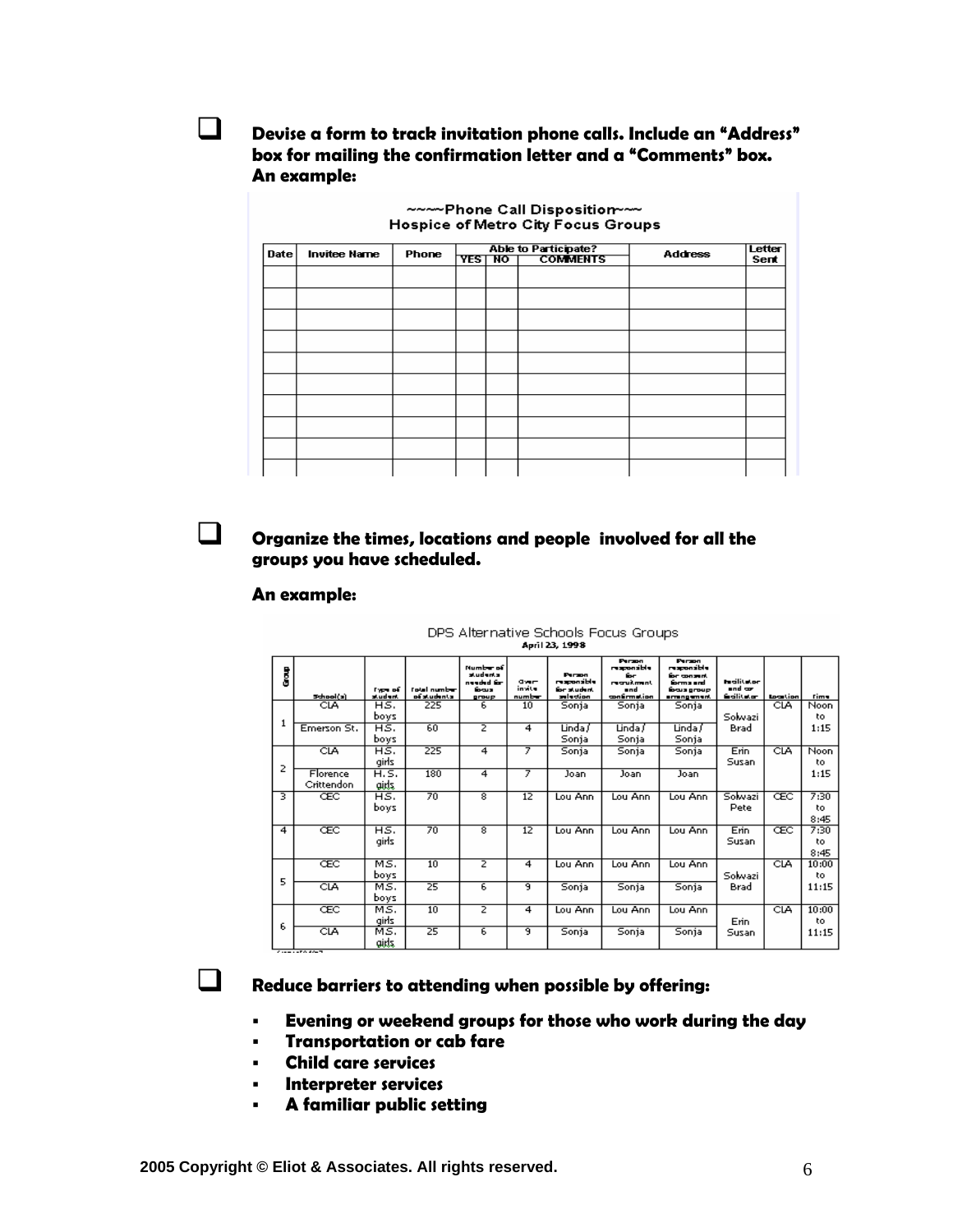- [ ] **Devise a form to track invitation phone calls. Include an "Address" box for mailing the confirmation letter and a "Comments" box. An example:**

~~~~Phone Call Disposition~~~

Hospice of Metro City Focus Groups

| Date | Invitee Name | Phone | Able to Participate? | | | Address | Letter Sent |
|---|---|---|---|---|---|---|---|
| | | | YES | NO | COMMENTS | | |
| | | | | | | | |
| | | | | | | | |
| | | | | | | | |
| | | | | | | | |
| | | | | | | | |
| | | | | | | | |
| | | | | | | | |
| | | | | | | | |
| | | | | | | | |
| | | | | | | | |

- [ ] **Organize the times, locations and people involved for all the groups you have scheduled.**

**An example:**

DPS Alternative Schools Focus Groups

April 23, 1998

| Group | School(s) | Type of student | Total number of students | Number of students needed for focus group | Over-invite number | Person responsible for student selection | Person responsible for recruitment and confirmation | Person responsible for consent forms and focus group arrangement | Facilitator and co-facilitator | Location | Time |
|---|---|---|---|---|---|---|---|---|---|---|---|
| 1 | CLA | H.S. boys | 225 | 6 | 10 | Sonja | Sonja | Sonja | Solwazi Brad | CLA | Noon to 1:15 |
| | Emerson St. | H.S. boys | 60 | 2 | 4 | Linda / Sonja | Linda / Sonja | Linda / Sonja | | | |
| 2 | CLA | H.S. girls | 225 | 4 | 7 | Sonja | Sonja | Sonja | Erin Susan | CLA | Noon to 1:15 |
| | Florence Crittendon | H.S. girls | 180 | 4 | 7 | Joan | Joan | Joan | | | |
| 3 | CEC | H.S. boys | 70 | 8 | 12 | Lou Ann | Lou Ann | Lou Ann | Solwazi Pete | CEC | 7:30 to 8:45 |
| 4 | CEC | H.S. girls | 70 | 8 | 12 | Lou Ann | Lou Ann | Lou Ann | Erin Susan | CEC | 7:30 to 8:45 |
| 5 | CEC | M.S. boys | 10 | 2 | 4 | Lou Ann | Lou Ann | Lou Ann | Solwazi Brad | CLA | 10:00 to 11:15 |
| | CLA | M.S. boys | 25 | 6 | 9 | Sonja | Sonja | Sonja | | | |
| 6 | CEC | M.S. girls | 10 | 2 | 4 | Lou Ann | Lou Ann | Lou Ann | Erin Susan | CLA | 10:00 to 11:15 |
| | CLA | M.S. girls | 25 | 6 | 9 | Sonja | Sonja | Sonja | | | |

- [ ] **Reduce barriers to attending when possible by offering:**
  - **Evening or weekend groups for those who work during the day**
  - **Transportation or cab fare**
  - **Child care services**
  - **Interpreter services**
  - **A familiar public setting**

**2005 Copyright © Eliot & Associates. All rights reserved.**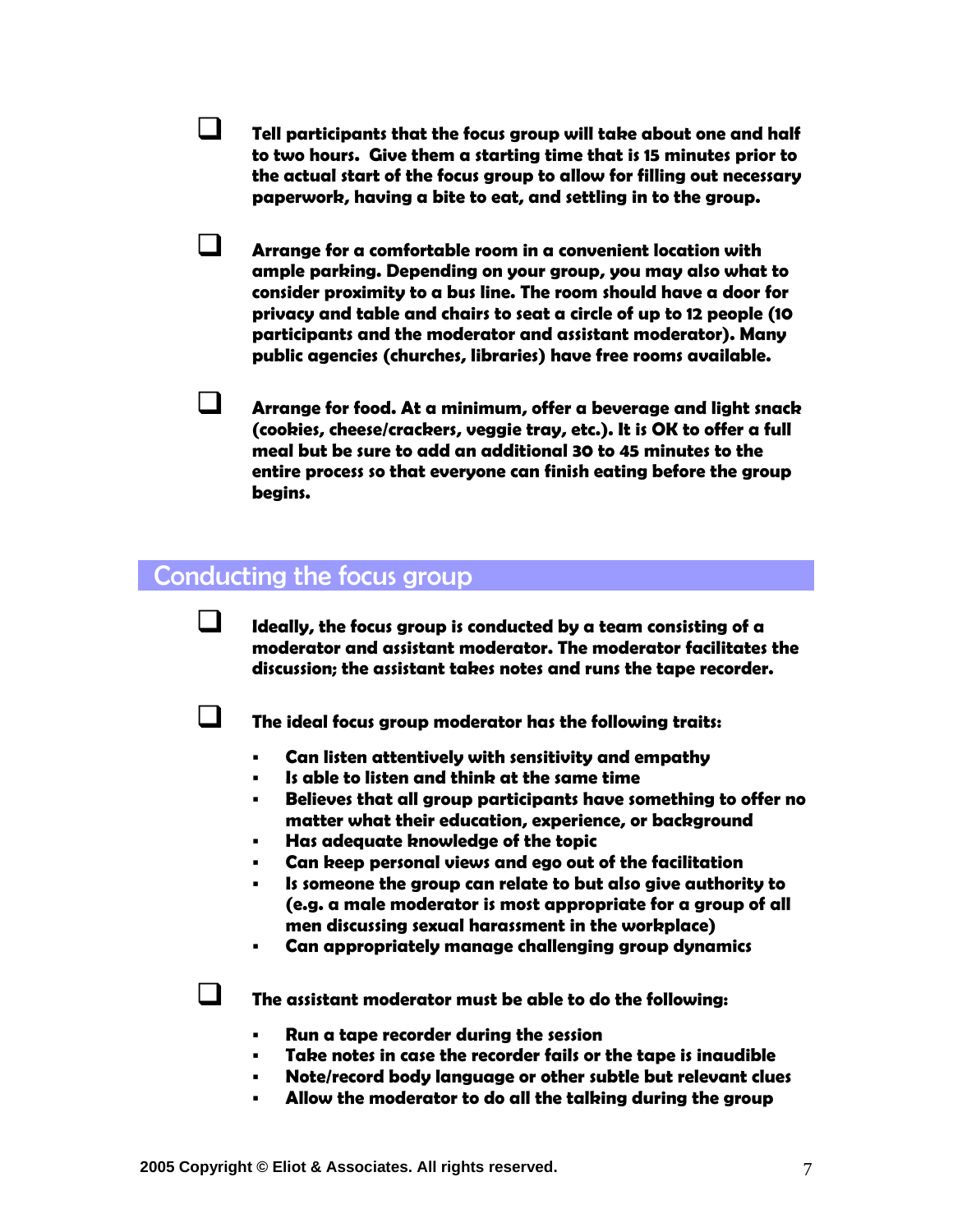- [ ] **Tell participants that the focus group will take about one and half to two hours. Give them a starting time that is 15 minutes prior to the actual start of the focus group to allow for filling out necessary paperwork, having a bite to eat, and settling in to the group.**

- [ ] **Arrange for a comfortable room in a convenient location with ample parking. Depending on your group, you may also what to consider proximity to a bus line. The room should have a door for privacy and table and chairs to seat a circle of up to 12 people (10 participants and the moderator and assistant moderator). Many public agencies (churches, libraries) have free rooms available.**

- [ ] **Arrange for food. At a minimum, offer a beverage and light snack (cookies, cheese/crackers, veggie tray, etc.). It is OK to offer a full meal but be sure to add an additional 30 to 45 minutes to the entire process so that everyone can finish eating before the group begins.**

## Conducting the focus group

- [ ] **Ideally, the focus group is conducted by a team consisting of a moderator and assistant moderator. The moderator facilitates the discussion; the assistant takes notes and runs the tape recorder.**

- [ ] **The ideal focus group moderator has the following traits:**
  - **Can listen attentively with sensitivity and empathy**
  - **Is able to listen and think at the same time**
  - **Believes that all group participants have something to offer no matter what their education, experience, or background**
  - **Has adequate knowledge of the topic**
  - **Can keep personal views and ego out of the facilitation**
  - **Is someone the group can relate to but also give authority to (e.g. a male moderator is most appropriate for a group of all men discussing sexual harassment in the workplace)**
  - **Can appropriately manage challenging group dynamics**

- [ ] **The assistant moderator must be able to do the following:**
  - **Run a tape recorder during the session**
  - **Take notes in case the recorder fails or the tape is inaudible**
  - **Note/record body language or other subtle but relevant clues**
  - **Allow the moderator to do all the talking during the group**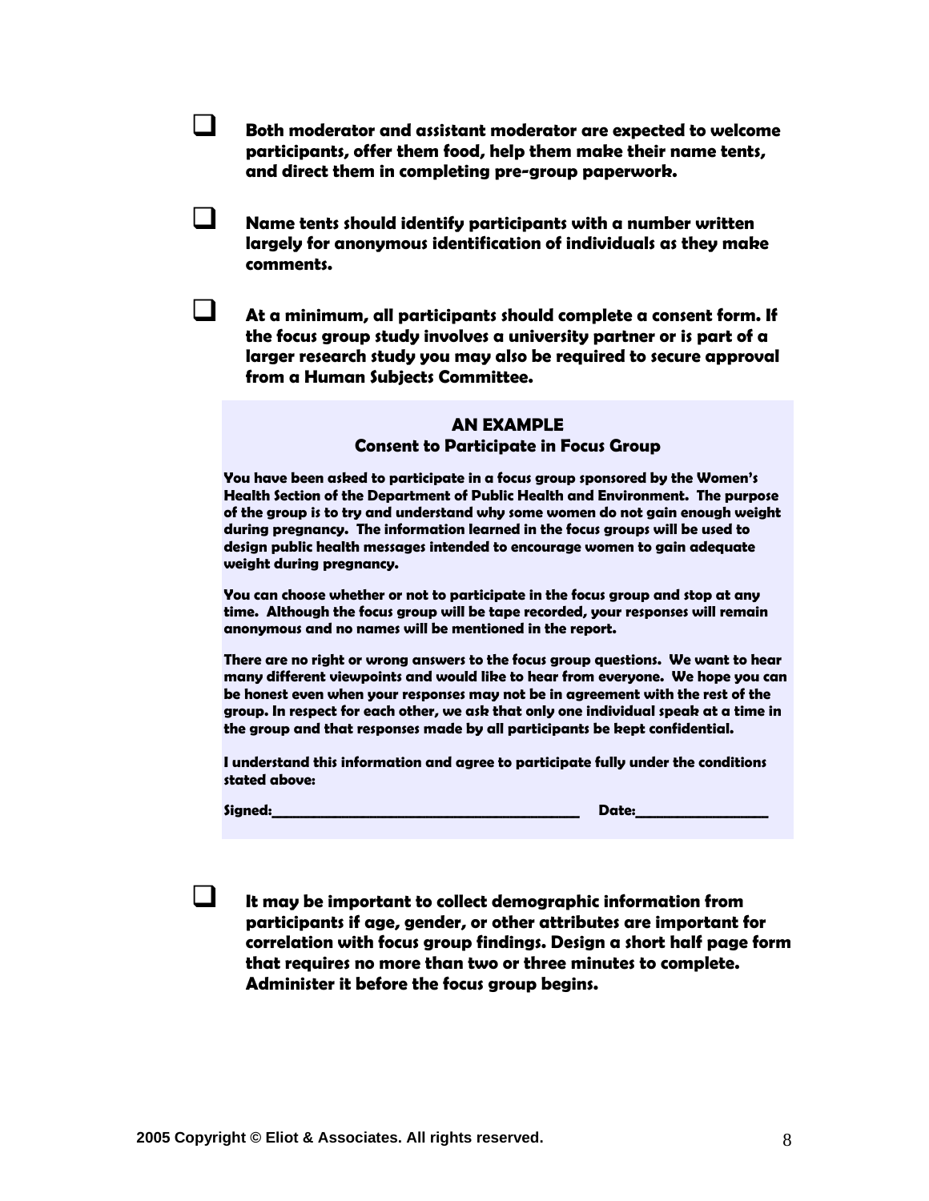- [ ] **Both moderator and assistant moderator are expected to welcome participants, offer them food, help them make their name tents, and direct them in completing pre-group paperwork.**

- [ ] **Name tents should identify participants with a number written largely for anonymous identification of individuals as they make comments.**

- [ ] **At a minimum, all participants should complete a consent form. If the focus group study involves a university partner or is part of a larger research study you may also be required to secure approval from a Human Subjects Committee.**

> **AN EXAMPLE**
> **Consent to Participate in Focus Group**
>
> **You have been asked to participate in a focus group sponsored by the Women's Health Section of the Department of Public Health and Environment. The purpose of the group is to try and understand why some women do not gain enough weight during pregnancy. The information learned in the focus groups will be used to design public health messages intended to encourage women to gain adequate weight during pregnancy.**
>
> **You can choose whether or not to participate in the focus group and stop at any time. Although the focus group will be tape recorded, your responses will remain anonymous and no names will be mentioned in the report.**
>
> **There are no right or wrong answers to the focus group questions. We want to hear many different viewpoints and would like to hear from everyone. We hope you can be honest even when your responses may not be in agreement with the rest of the group. In respect for each other, we ask that only one individual speak at a time in the group and that responses made by all participants be kept confidential.**
>
> **I understand this information and agree to participate fully under the conditions stated above:**
>
> **Signed:_________________________________________ Date:_________________**

- [ ] **It may be important to collect demographic information from participants if age, gender, or other attributes are important for correlation with focus group findings. Design a short half page form that requires no more than two or three minutes to complete. Administer it before the focus group begins.**

2005 Copyright © Eliot & Associates. All rights reserved.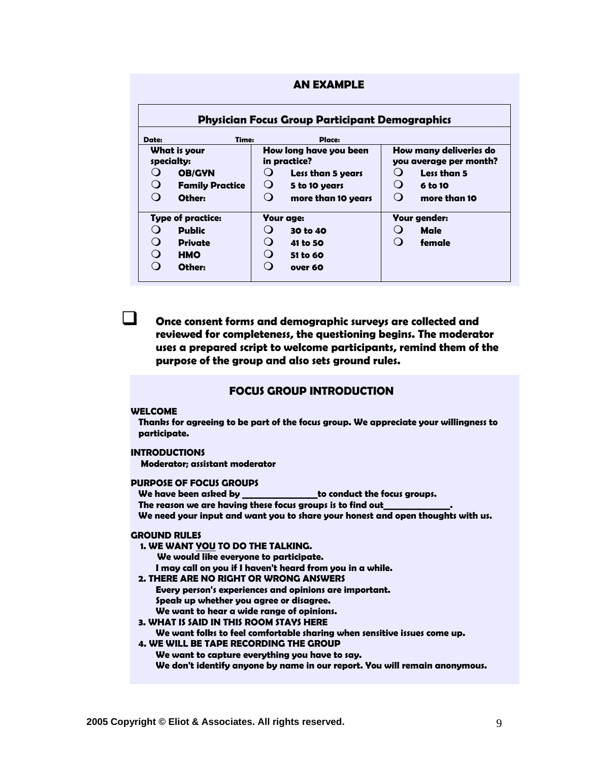## AN EXAMPLE

### Physician Focus Group Participant Demographics

**Date:** **Time:** **Place:**

| What is your specialty: | How long have you been in practice? | How many deliveries do you average per month? |
|---|---|---|
| ❍ OB/GYN | ❍ Less than 5 years | ❍ Less than 5 |
| ❍ Family Practice | ❍ 5 to 10 years | ❍ 6 to 10 |
| ❍ Other: | ❍ more than 10 years | ❍ more than 10 |
| **Type of practice:** | **Your age:** | **Your gender:** |
| ❍ Public | ❍ 30 to 40 | ❍ Male |
| ❍ Private | ❍ 41 to 50 | ❍ female |
| ❍ HMO | ❍ 51 to 60 | |
| ❍ Other: | ❍ over 60 | |

- ❑ **Once consent forms and demographic surveys are collected and reviewed for completeness, the questioning begins. The moderator uses a prepared script to welcome participants, remind them of the purpose of the group and also sets ground rules.**

## FOCUS GROUP INTRODUCTION

**WELCOME**

Thanks for agreeing to be part of the focus group. We appreciate your willingness to participate.

**INTRODUCTIONS**

Moderator; assistant moderator

**PURPOSE OF FOCUS GROUPS**

We have been asked by ________________to conduct the focus groups.
The reason we are having these focus groups is to find out______________.
We need your input and want you to share your honest and open thoughts with us.

**GROUND RULES**

1. **WE WANT <u>YOU</u> TO DO THE TALKING.**
   We would like everyone to participate.
   I may call on you if I haven't heard from you in a while.
2. **THERE ARE NO RIGHT OR WRONG ANSWERS**
   Every person's experiences and opinions are important.
   Speak up whether you agree or disagree.
   We want to hear a wide range of opinions.
3. **WHAT IS SAID IN THIS ROOM STAYS HERE**
   We want folks to feel comfortable sharing when sensitive issues come up.
4. **WE WILL BE TAPE RECORDING THE GROUP**
   We want to capture everything you have to say.
   We don't identify anyone by name in our report. You will remain anonymous.

2005 Copyright © Eliot & Associates. All rights reserved.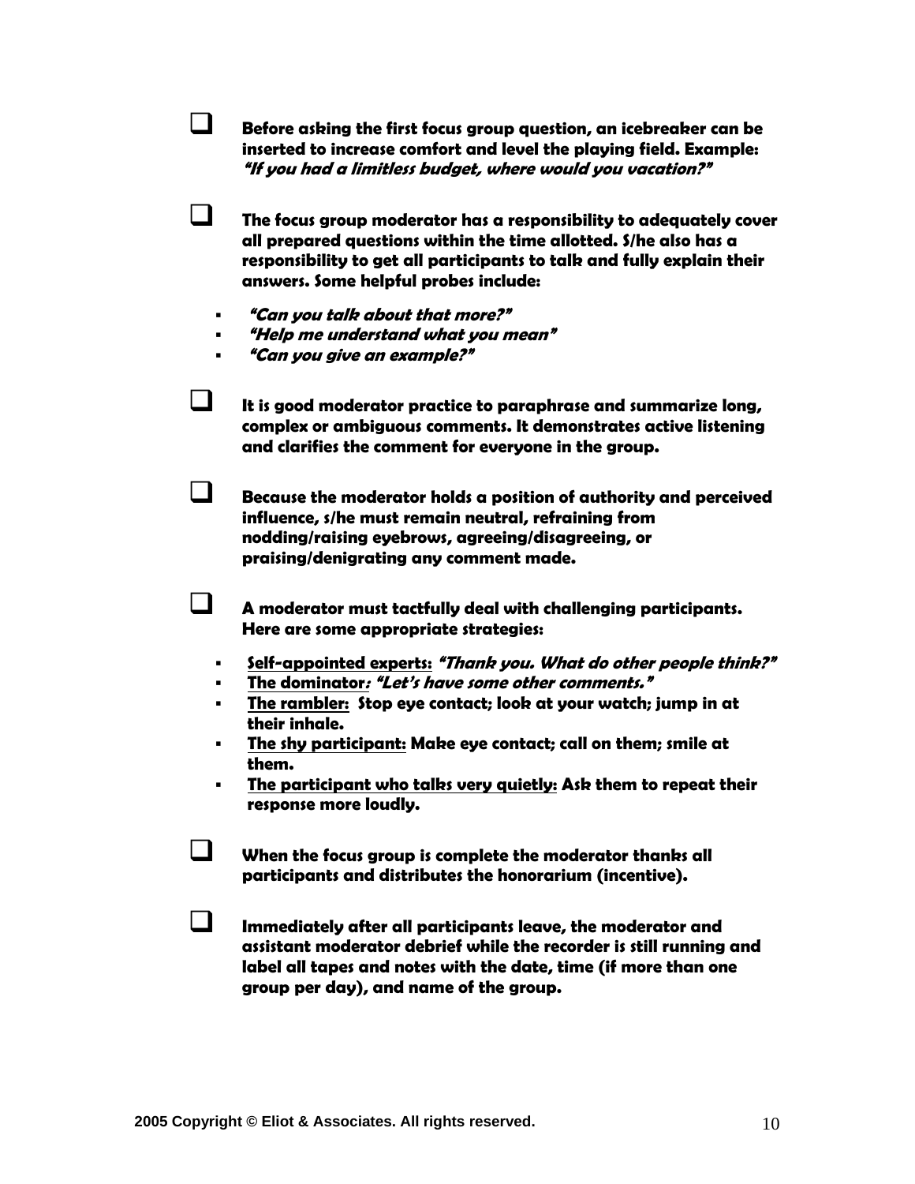- [ ] **Before asking the first focus group question, an icebreaker can be inserted to increase comfort and level the playing field. Example:** ***"If you had a limitless budget, where would you vacation?"***

- [ ] **The focus group moderator has a responsibility to adequately cover all prepared questions within the time allotted. S/he also has a responsibility to get all participants to talk and fully explain their answers. Some helpful probes include:**
  - ***"Can you talk about that more?"***
  - ***"Help me understand what you mean"***
  - ***"Can you give an example?"***

- [ ] **It is good moderator practice to paraphrase and summarize long, complex or ambiguous comments. It demonstrates active listening and clarifies the comment for everyone in the group.**

- [ ] **Because the moderator holds a position of authority and perceived influence, s/he must remain neutral, refraining from nodding/raising eyebrows, agreeing/disagreeing, or praising/denigrating any comment made.**

- [ ] **A moderator must tactfully deal with challenging participants. Here are some appropriate strategies:**
  - **<u>Self-appointed experts:</u>** ***"Thank you. What do other people think?"***
  - **<u>The dominator</u>*: "Let's have some other comments."***
  - **<u>The rambler:</u> Stop eye contact; look at your watch; jump in at their inhale.**
  - **<u>The shy participant:</u> Make eye contact; call on them; smile at them.**
  - **<u>The participant who talks very quietly:</u> Ask them to repeat their response more loudly.**

- [ ] **When the focus group is complete the moderator thanks all participants and distributes the honorarium (incentive).**

- [ ] **Immediately after all participants leave, the moderator and assistant moderator debrief while the recorder is still running and label all tapes and notes with the date, time (if more than one group per day), and name of the group.**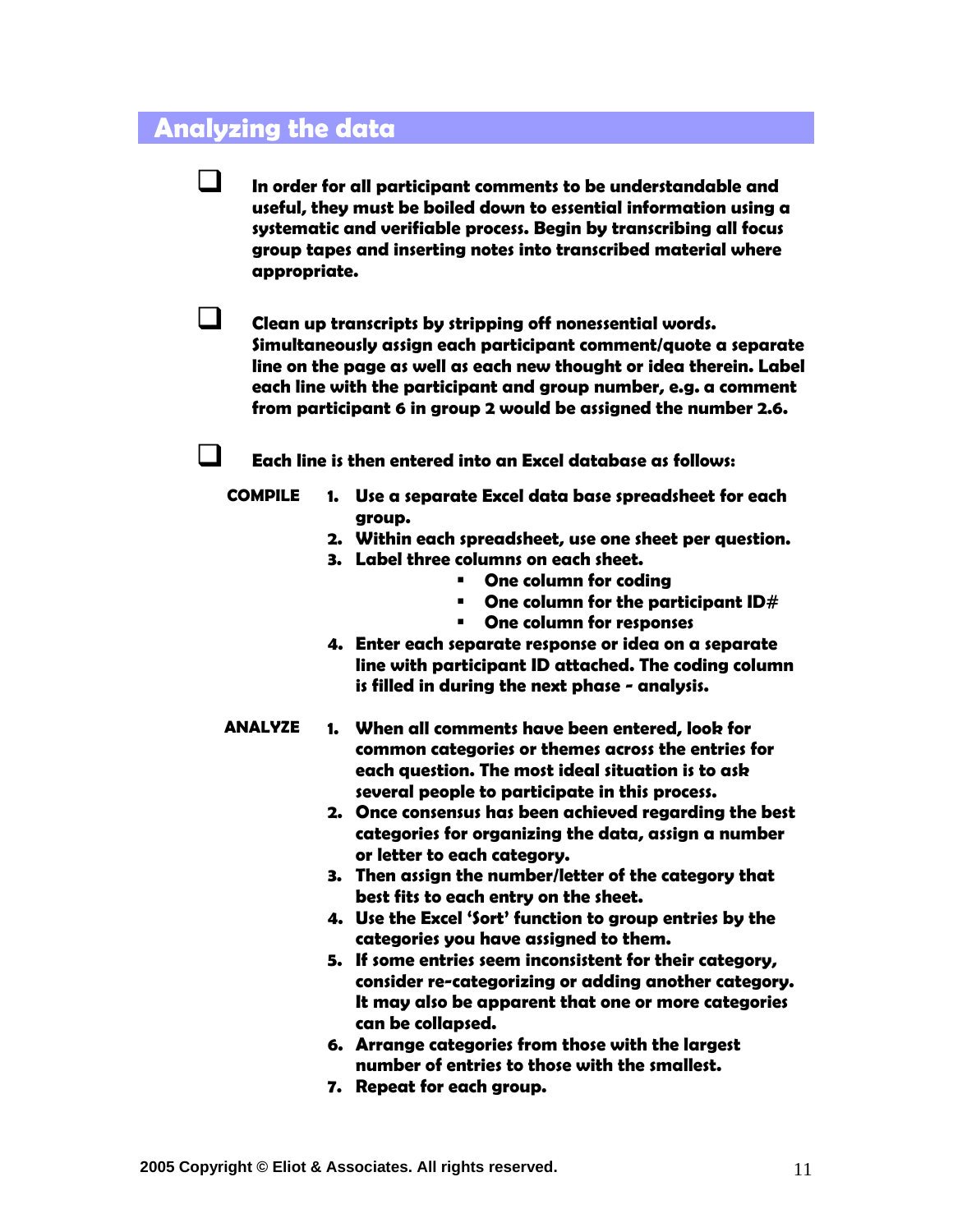## Analyzing the data

- [ ] **In order for all participant comments to be understandable and useful, they must be boiled down to essential information using a systematic and verifiable process. Begin by transcribing all focus group tapes and inserting notes into transcribed material where appropriate.**

- [ ] **Clean up transcripts by stripping off nonessential words. Simultaneously assign each participant comment/quote a separate line on the page as well as each new thought or idea therein. Label each line with the participant and group number, e.g. a comment from participant 6 in group 2 would be assigned the number 2.6.**

- [ ] **Each line is then entered into an Excel database as follows:**

**COMPILE**

1. **Use a separate Excel data base spreadsheet for each group.**
2. **Within each spreadsheet, use one sheet per question.**
3. **Label three columns on each sheet.**
   - **One column for coding**
   - **One column for the participant ID#**
   - **One column for responses**
4. **Enter each separate response or idea on a separate line with participant ID attached. The coding column is filled in during the next phase - analysis.**

**ANALYZE**

1. **When all comments have been entered, look for common categories or themes across the entries for each question. The most ideal situation is to ask several people to participate in this process.**
2. **Once consensus has been achieved regarding the best categories for organizing the data, assign a number or letter to each category.**
3. **Then assign the number/letter of the category that best fits to each entry on the sheet.**
4. **Use the Excel 'Sort' function to group entries by the categories you have assigned to them.**
5. **If some entries seem inconsistent for their category, consider re-categorizing or adding another category. It may also be apparent that one or more categories can be collapsed.**
6. **Arrange categories from those with the largest number of entries to those with the smallest.**
7. **Repeat for each group.**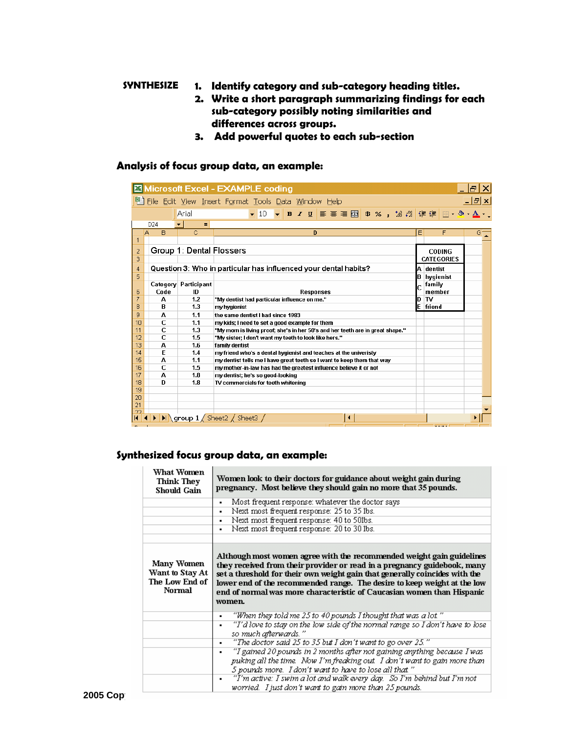**SYNTHESIZE**

1. **Identify category and sub-category heading titles.**
2. **Write a short paragraph summarizing findings for each sub-category possibly noting similarities and differences across groups.**
3. **Add powerful quotes to each sub-section**

### Analysis of focus group data, an example:

Microsoft Excel - EXAMPLE coding

Group 1: Dental Flossers

Question 3: Who in particular has influenced your dental habits?

| Category Code | Participant ID | Responses |
|---|---|---|
| A | 1.2 | "My dentist had particular influence on me." |
| B | 1.3 | my hygienist |
| A | 1.1 | the same dentist I had since 1983 |
| C | 1.1 | my kids; I need to set a good example for them |
| C | 1.3 | "My mom is living proof; she's in her 50's and her teeth are in great shape." |
| C | 1.5 | "My sister; I don't want my teeth to look like hers." |
| A | 1.6 | family dentist |
| E | 1.4 | my friend who's a dental hygienist and teaches at the univeristy |
| A | 1.1 | my dentist tells me I have great teeth so I want to keep them that way |
| C | 1.5 | my mother-in-law has had the greatest influence believe it or not |
| A | 1.8 | my dentist; he's so good-looking |
| D | 1.8 | TV commercials for tooth whitening |

| CODING CATEGORIES | |
|---|---|
| A | dentist |
| B | hygienist |
| C | family member |
| D | TV |
| E | friend |

### Synthesized focus group data, an example:

| | |
|---|---|
| **What Women Think They Should Gain** | **Women look to their doctors for guidance about weight gain during pregnancy. Most believe they should gain no more that 35 pounds.** |
| | ▪ Most frequent response: whatever the doctor says |
| | ▪ Next most frequent response: 25 to 35 lbs. |
| | ▪ Next most frequent response: 40 to 50lbs. |
| | ▪ Next most frequent response: 20 to 30 lbs. |
| | |
| **Many Women Want to Stay At The Low End of Normal** | **Although most women agree with the recommended weight gain guidelines they received from their provider or read in a pregnancy guidebook, many set a threshold for their own weight gain that generally coincides with the lower end of the recommended range. The desire to keep weight at the low end of normal was more characteristic of Caucasian women than Hispanic women.** |
| | ▪ *"When they told me 25 to 40 pounds I thought that was a lot."* |
| | ▪ *"I'd love to stay on the low side of the normal range so I don't have to lose so much afterwards."* |
| | ▪ *"The doctor said 25 to 35 but I don't want to go over 25."* |
| | ▪ *"I gained 20 pounds in 2 months after not gaining anything because I was puking all the time. Now I'm freaking out. I don't want to gain more than 5 pounds more. I don't want to have to lose all that."* |
| | ▪ *"I'm active: I swim a lot and walk every day. So I'm behind but I'm not worried. I just don't want to gain more than 25 pounds.* |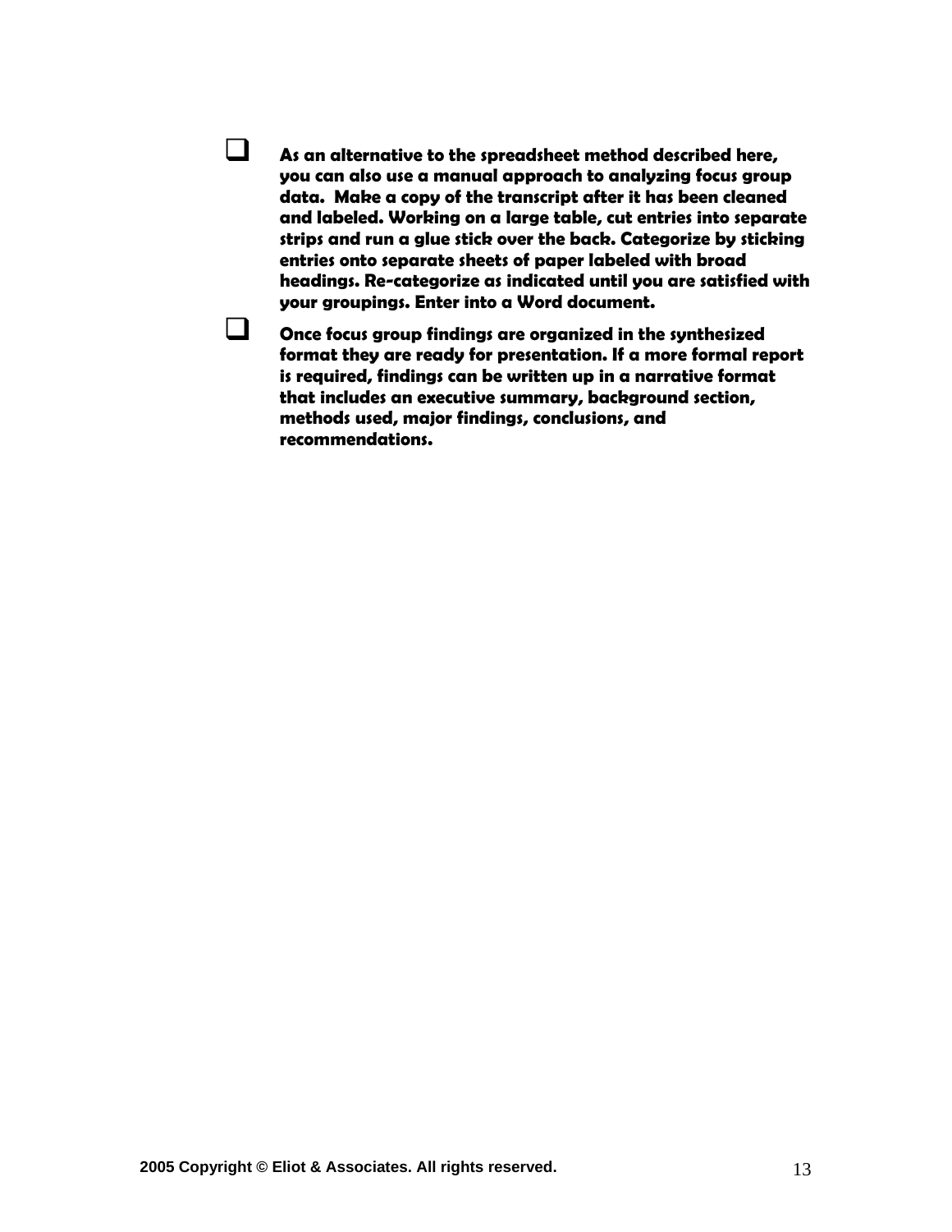- [ ] **As an alternative to the spreadsheet method described here, you can also use a manual approach to analyzing focus group data. Make a copy of the transcript after it has been cleaned and labeled. Working on a large table, cut entries into separate strips and run a glue stick over the back. Categorize by sticking entries onto separate sheets of paper labeled with broad headings. Re-categorize as indicated until you are satisfied with your groupings. Enter into a Word document.**
- [ ] **Once focus group findings are organized in the synthesized format they are ready for presentation. If a more formal report is required, findings can be written up in a narrative format that includes an executive summary, background section, methods used, major findings, conclusions, and recommendations.**

**2005 Copyright © Eliot & Associates. All rights reserved.**